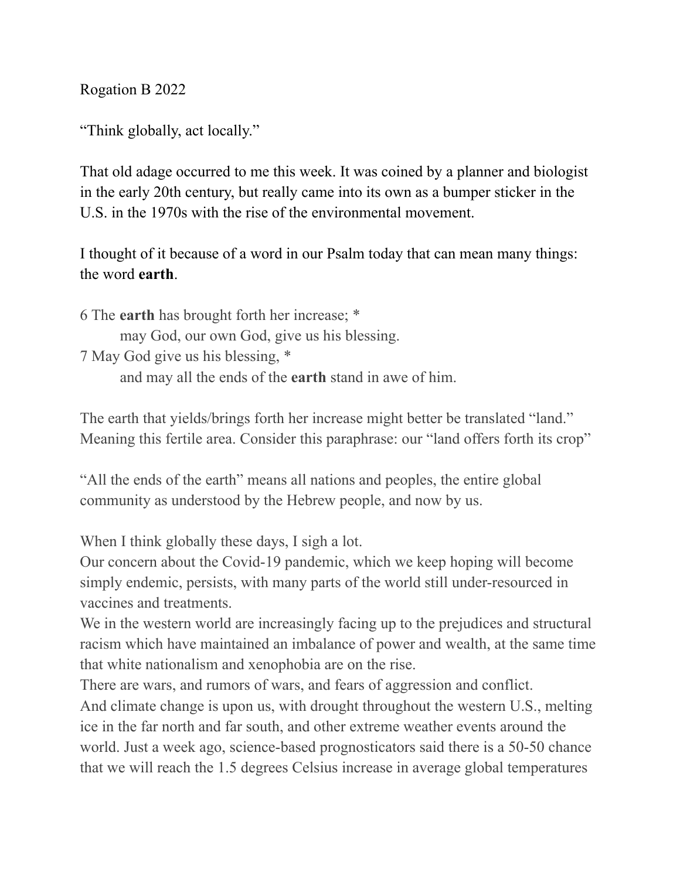Rogation B 2022

“Think globally, act locally.”

That old adage occurred to me this week. It was coined by a planner and biologist in the early 20th century, but really came into its own as a bumper sticker in the U.S. in the 1970s with the rise of the environmental movement.

I thought of it because of a word in our Psalm today that can mean many things: the word **earth**.

6 The **earth** has brought forth her increase; *
   may God, our own God, give us his blessing.
7 May God give us his blessing, *
   and may all the ends of the **earth** stand in awe of him.

The earth that yields/brings forth her increase might better be translated “land.” Meaning this fertile area. Consider this paraphrase: our “land offers forth its crop”

“All the ends of the earth” means all nations and peoples, the entire global community as understood by the Hebrew people, and now by us.

When I think globally these days, I sigh a lot.
Our concern about the Covid-19 pandemic, which we keep hoping will become simply endemic, persists, with many parts of the world still under-resourced in vaccines and treatments.
We in the western world are increasingly facing up to the prejudices and structural racism which have maintained an imbalance of power and wealth, at the same time that white nationalism and xenophobia are on the rise.
There are wars, and rumors of wars, and fears of aggression and conflict.
And climate change is upon us, with drought throughout the western U.S., melting ice in the far north and far south, and other extreme weather events around the world. Just a week ago, science-based prognosticators said there is a 50-50 chance that we will reach the 1.5 degrees Celsius increase in average global temperatures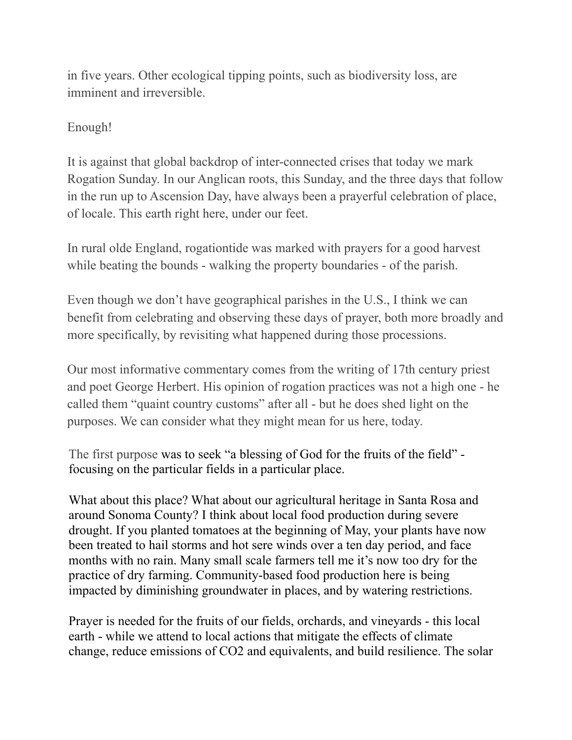in five years. Other ecological tipping points, such as biodiversity loss, are imminent and irreversible.

Enough!

It is against that global backdrop of inter-connected crises that today we mark Rogation Sunday. In our Anglican roots, this Sunday, and the three days that follow in the run up to Ascension Day, have always been a prayerful celebration of place, of locale. This earth right here, under our feet.

In rural olde England, rogationtide was marked with prayers for a good harvest while beating the bounds - walking the property boundaries - of the parish.

Even though we don't have geographical parishes in the U.S., I think we can benefit from celebrating and observing these days of prayer, both more broadly and more specifically, by revisiting what happened during those processions.

Our most informative commentary comes from the writing of 17th century priest and poet George Herbert. His opinion of rogation practices was not a high one - he called them "quaint country customs" after all - but he does shed light on the purposes. We can consider what they might mean for us here, today.

The first purpose was to seek "a blessing of God for the fruits of the field" - focusing on the particular fields in a particular place.

What about this place? What about our agricultural heritage in Santa Rosa and around Sonoma County? I think about local food production during severe drought. If you planted tomatoes at the beginning of May, your plants have now been treated to hail storms and hot sere winds over a ten day period, and face months with no rain. Many small scale farmers tell me it's now too dry for the practice of dry farming. Community-based food production here is being impacted by diminishing groundwater in places, and by watering restrictions.

Prayer is needed for the fruits of our fields, orchards, and vineyards - this local earth - while we attend to local actions that mitigate the effects of climate change, reduce emissions of $CO_2$ and equivalents, and build resilience. The solar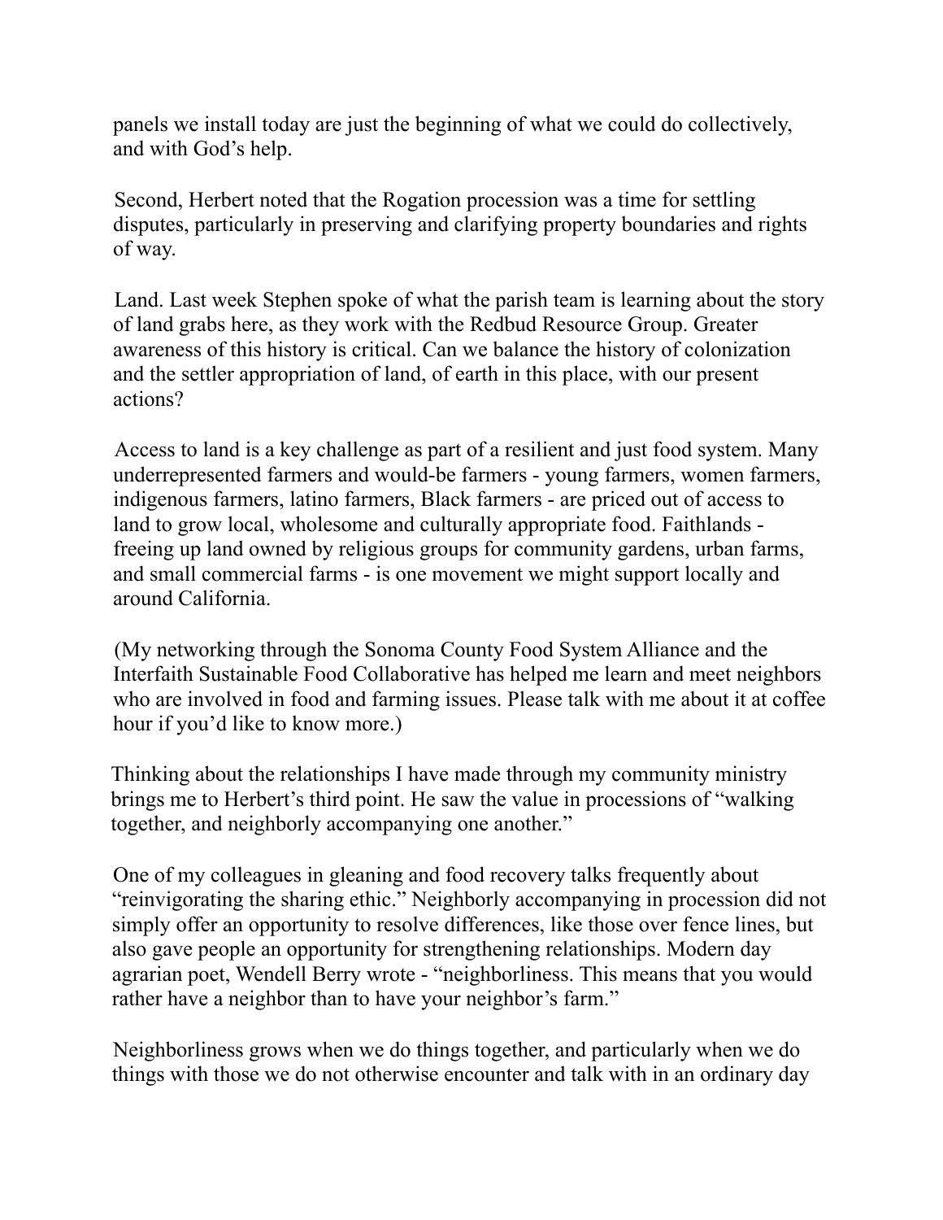panels we install today are just the beginning of what we could do collectively, and with God's help.

Second, Herbert noted that the Rogation procession was a time for settling disputes, particularly in preserving and clarifying property boundaries and rights of way.

Land. Last week Stephen spoke of what the parish team is learning about the story of land grabs here, as they work with the Redbud Resource Group. Greater awareness of this history is critical. Can we balance the history of colonization and the settler appropriation of land, of earth in this place, with our present actions?

Access to land is a key challenge as part of a resilient and just food system. Many underrepresented farmers and would-be farmers - young farmers, women farmers, indigenous farmers, latino farmers, Black farmers - are priced out of access to land to grow local, wholesome and culturally appropriate food. Faithlands - freeing up land owned by religious groups for community gardens, urban farms, and small commercial farms - is one movement we might support locally and around California.

(My networking through the Sonoma County Food System Alliance and the Interfaith Sustainable Food Collaborative has helped me learn and meet neighbors who are involved in food and farming issues. Please talk with me about it at coffee hour if you'd like to know more.)

Thinking about the relationships I have made through my community ministry brings me to Herbert's third point. He saw the value in processions of "walking together, and neighborly accompanying one another."

One of my colleagues in gleaning and food recovery talks frequently about "reinvigorating the sharing ethic." Neighborly accompanying in procession did not simply offer an opportunity to resolve differences, like those over fence lines, but also gave people an opportunity for strengthening relationships. Modern day agrarian poet, Wendell Berry wrote - "neighborliness. This means that you would rather have a neighbor than to have your neighbor's farm."

Neighborliness grows when we do things together, and particularly when we do things with those we do not otherwise encounter and talk with in an ordinary day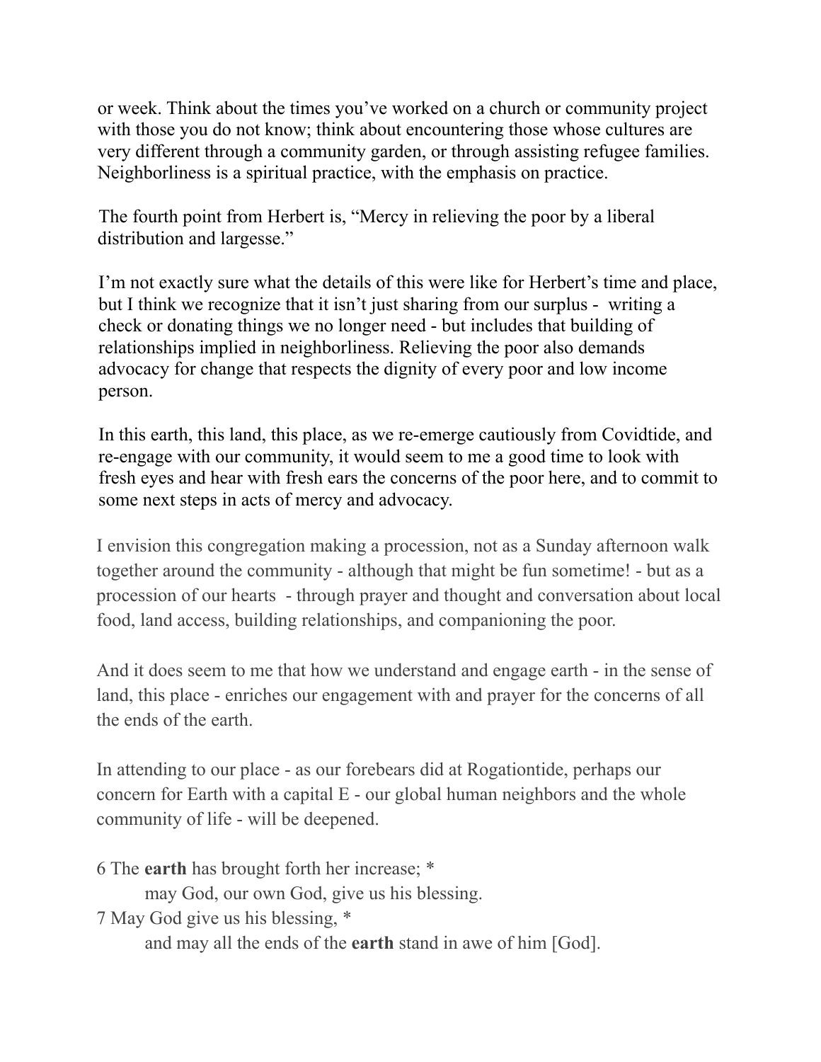or week. Think about the times you've worked on a church or community project with those you do not know; think about encountering those whose cultures are very different through a community garden, or through assisting refugee families. Neighborliness is a spiritual practice, with the emphasis on practice.

The fourth point from Herbert is, "Mercy in relieving the poor by a liberal distribution and largesse."

I'm not exactly sure what the details of this were like for Herbert's time and place, but I think we recognize that it isn't just sharing from our surplus - writing a check or donating things we no longer need - but includes that building of relationships implied in neighborliness. Relieving the poor also demands advocacy for change that respects the dignity of every poor and low income person.

In this earth, this land, this place, as we re-emerge cautiously from Covidtide, and re-engage with our community, it would seem to me a good time to look with fresh eyes and hear with fresh ears the concerns of the poor here, and to commit to some next steps in acts of mercy and advocacy.

I envision this congregation making a procession, not as a Sunday afternoon walk together around the community - although that might be fun sometime! - but as a procession of our hearts - through prayer and thought and conversation about local food, land access, building relationships, and companioning the poor.

And it does seem to me that how we understand and engage earth - in the sense of land, this place - enriches our engagement with and prayer for the concerns of all the ends of the earth.

In attending to our place - as our forebears did at Rogationtide, perhaps our concern for Earth with a capital E - our global human neighbors and the whole community of life - will be deepened.

6 The **earth** has brought forth her increase; *
    may God, our own God, give us his blessing.
7 May God give us his blessing, *
    and may all the ends of the **earth** stand in awe of him [God].